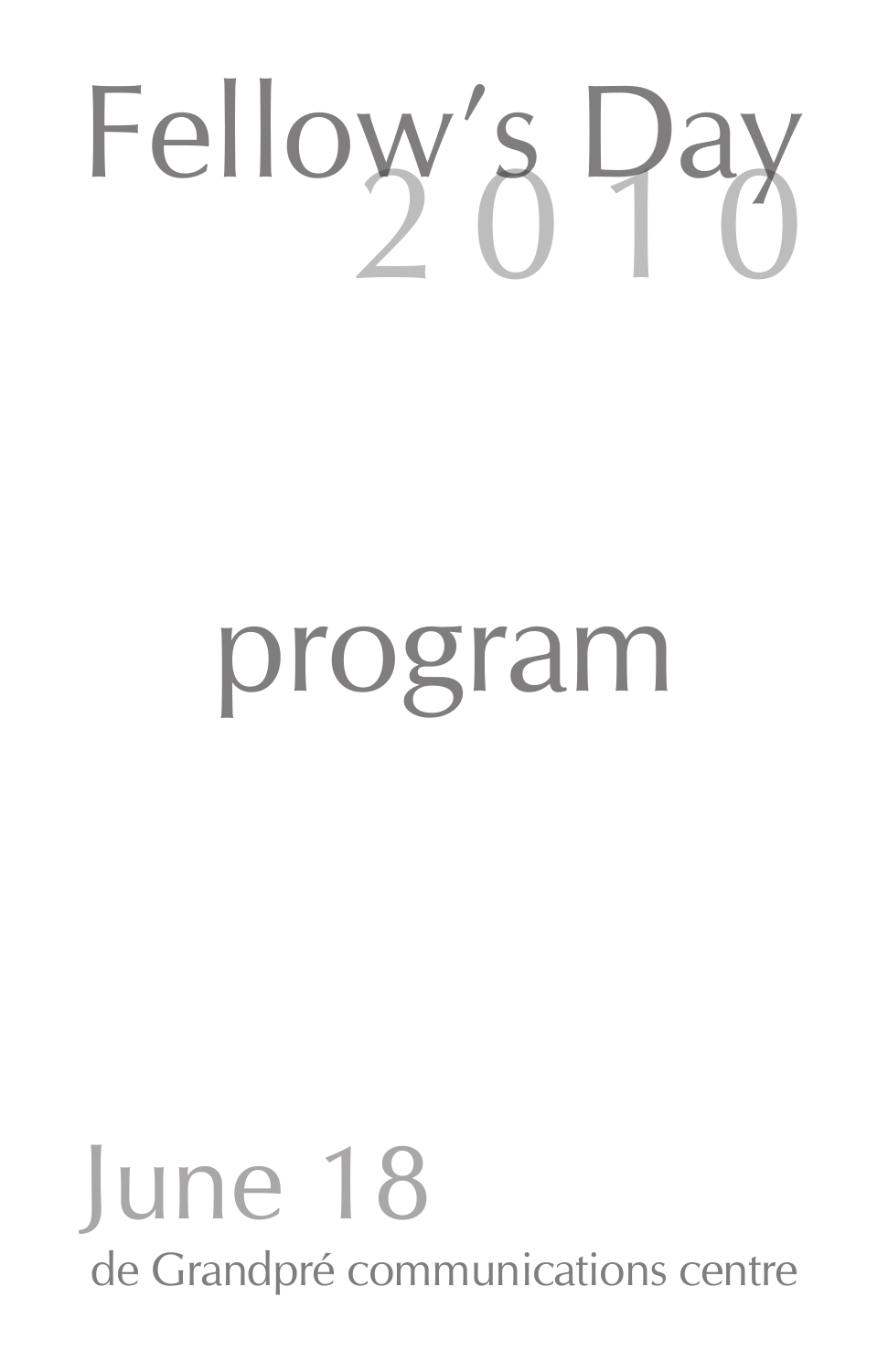# Fellow's Day 2010

## program

June 18

de Grandpré communications centre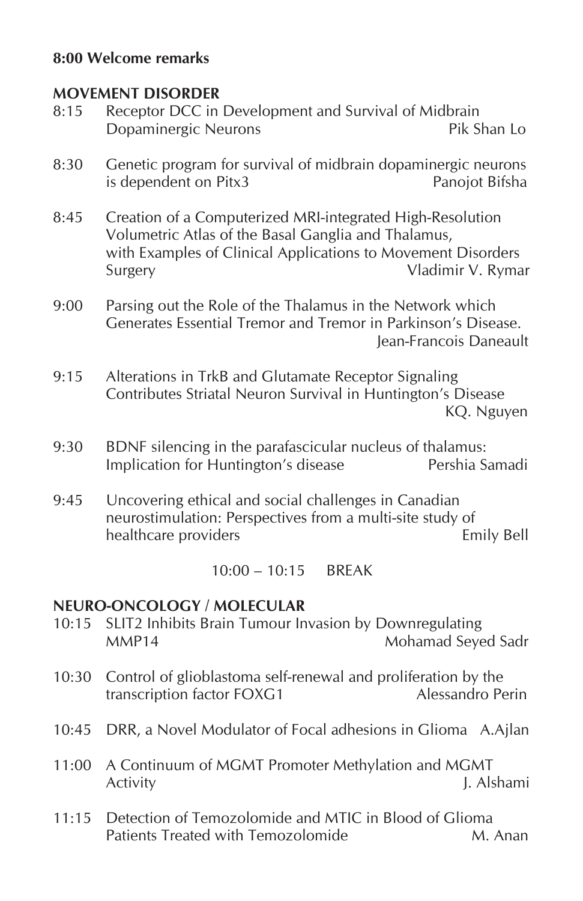**8:00 Welcome remarks**

## MOVEMENT DISORDER

8:15 Receptor DCC in Development and Survival of Midbrain Dopaminergic Neurons — Pik Shan Lo

8:30 Genetic program for survival of midbrain dopaminergic neurons is dependent on Pitx3 — Panojot Bifsha

8:45 Creation of a Computerized MRI-integrated High-Resolution Volumetric Atlas of the Basal Ganglia and Thalamus, with Examples of Clinical Applications to Movement Disorders Surgery — Vladimir V. Rymar

9:00 Parsing out the Role of the Thalamus in the Network which Generates Essential Tremor and Tremor in Parkinson's Disease. — Jean-Francois Daneault

9:15 Alterations in TrkB and Glutamate Receptor Signaling Contributes Striatal Neuron Survival in Huntington's Disease — KQ. Nguyen

9:30 BDNF silencing in the parafascicular nucleus of thalamus: Implication for Huntington's disease — Pershia Samadi

9:45 Uncovering ethical and social challenges in Canadian neurostimulation: Perspectives from a multi-site study of healthcare providers — Emily Bell

10:00 – 10:15 BREAK

## NEURO-ONCOLOGY / MOLECULAR

10:15 SLIT2 Inhibits Brain Tumour Invasion by Downregulating MMP14 — Mohamad Seyed Sadr

10:30 Control of glioblastoma self-renewal and proliferation by the transcription factor FOXG1 — Alessandro Perin

10:45 DRR, a Novel Modulator of Focal adhesions in Glioma — A.Ajlan

11:00 A Continuum of MGMT Promoter Methylation and MGMT Activity — J. Alshami

11:15 Detection of Temozolomide and MTIC in Blood of Glioma Patients Treated with Temozolomide — M. Anan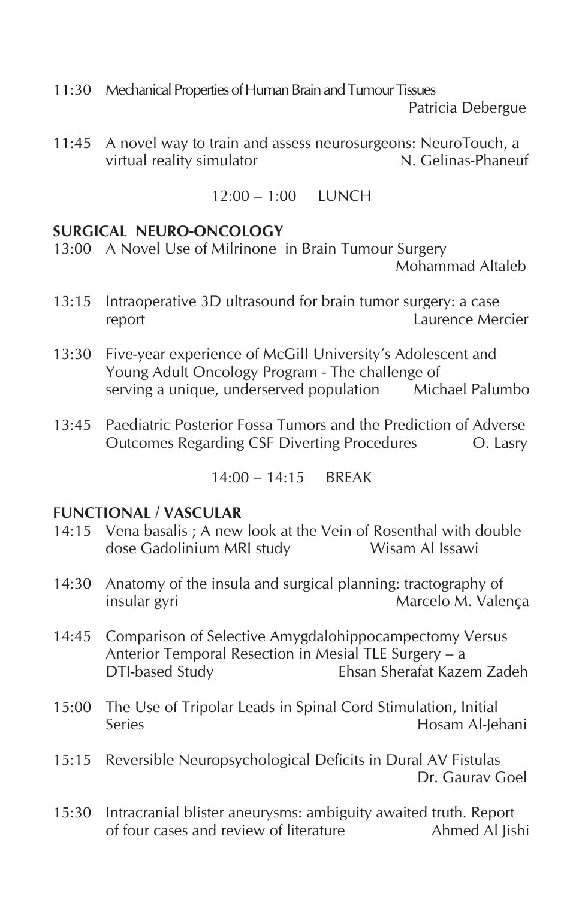11:30 Mechanical Properties of Human Brain and Tumour Tissues
Patricia Debergue

11:45 A novel way to train and assess neurosurgeons: NeuroTouch, a virtual reality simulator
N. Gelinas-Phaneuf

12:00 – 1:00 LUNCH

**SURGICAL NEURO-ONCOLOGY**

13:00 A Novel Use of Milrinone in Brain Tumour Surgery
Mohammad Altaleb

13:15 Intraoperative 3D ultrasound for brain tumor surgery: a case report
Laurence Mercier

13:30 Five-year experience of McGill University's Adolescent and Young Adult Oncology Program - The challenge of serving a unique, underserved population
Michael Palumbo

13:45 Paediatric Posterior Fossa Tumors and the Prediction of Adverse Outcomes Regarding CSF Diverting Procedures
O. Lasry

14:00 – 14:15 BREAK

**FUNCTIONAL / VASCULAR**

14:15 Vena basalis ; A new look at the Vein of Rosenthal with double dose Gadolinium MRI study
Wisam Al Issawi

14:30 Anatomy of the insula and surgical planning: tractography of insular gyri
Marcelo M. Valença

14:45 Comparison of Selective Amygdalohippocampectomy Versus Anterior Temporal Resection in Mesial TLE Surgery – a DTI-based Study
Ehsan Sherafat Kazem Zadeh

15:00 The Use of Tripolar Leads in Spinal Cord Stimulation, Initial Series
Hosam Al-Jehani

15:15 Reversible Neuropsychological Deficits in Dural AV Fistulas
Dr. Gaurav Goel

15:30 Intracranial blister aneurysms: ambiguity awaited truth. Report of four cases and review of literature
Ahmed Al Jishi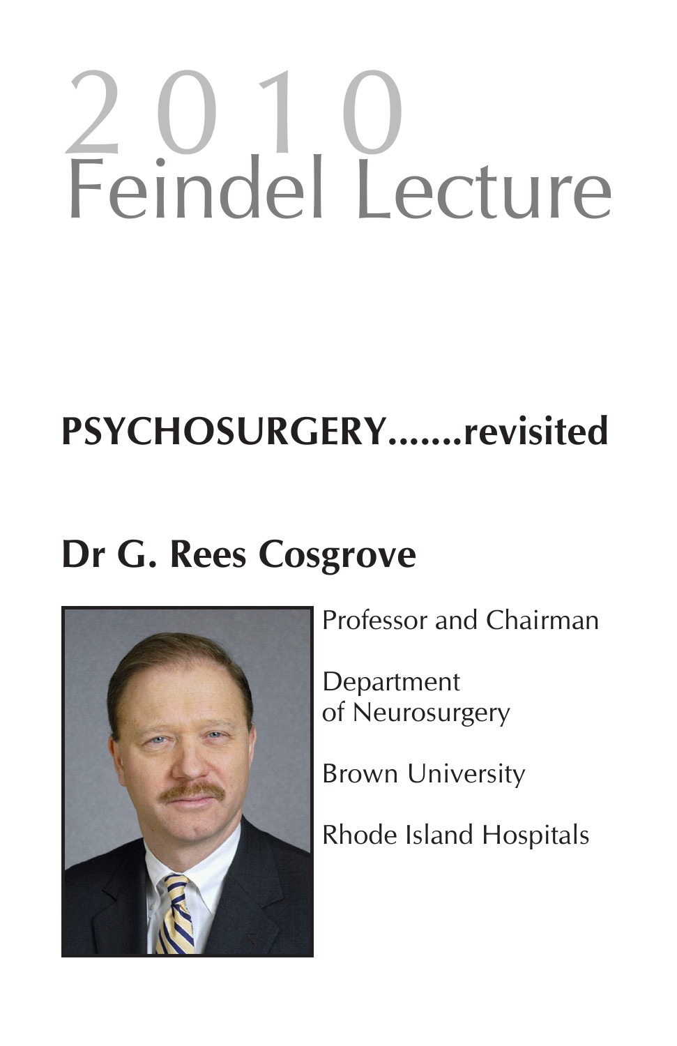# 2010 Feindel Lecture

## PSYCHOSURGERY.......revisited

## Dr G. Rees Cosgrove

Professor and Chairman

Department of Neurosurgery

Brown University

Rhode Island Hospitals